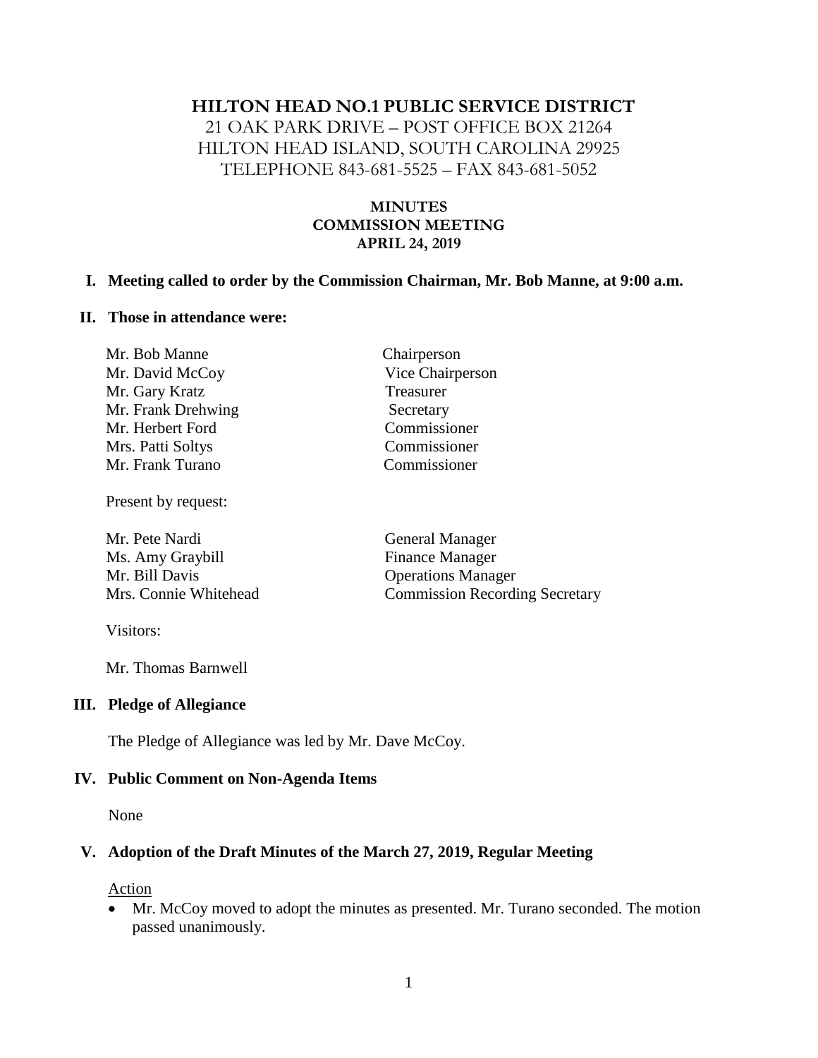# HILTON HEAD NO.1 PUBLIC SERVICE DISTRICT

21 OAK PARK DRIVE – POST OFFICE BOX 21264
HILTON HEAD ISLAND, SOUTH CAROLINA 29925
TELEPHONE 843-681-5525 – FAX 843-681-5052

**MINUTES**
**COMMISSION MEETING**
**APRIL 24, 2019**

## I. Meeting called to order by the Commission Chairman, Mr. Bob Manne, at 9:00 a.m.

## II. Those in attendance were:

| | |
|---|---|
| Mr. Bob Manne | Chairperson |
| Mr. David McCoy | Vice Chairperson |
| Mr. Gary Kratz | Treasurer |
| Mr. Frank Drehwing | Secretary |
| Mr. Herbert Ford | Commissioner |
| Mrs. Patti Soltys | Commissioner |
| Mr. Frank Turano | Commissioner |

Present by request:

| | |
|---|---|
| Mr. Pete Nardi | General Manager |
| Ms. Amy Graybill | Finance Manager |
| Mr. Bill Davis | Operations Manager |
| Mrs. Connie Whitehead | Commission Recording Secretary |

Visitors:

Mr. Thomas Barnwell

## III. Pledge of Allegiance

The Pledge of Allegiance was led by Mr. Dave McCoy.

## IV. Public Comment on Non-Agenda Items

None

## V. Adoption of the Draft Minutes of the March 27, 2019, Regular Meeting

Action

- Mr. McCoy moved to adopt the minutes as presented. Mr. Turano seconded. The motion passed unanimously.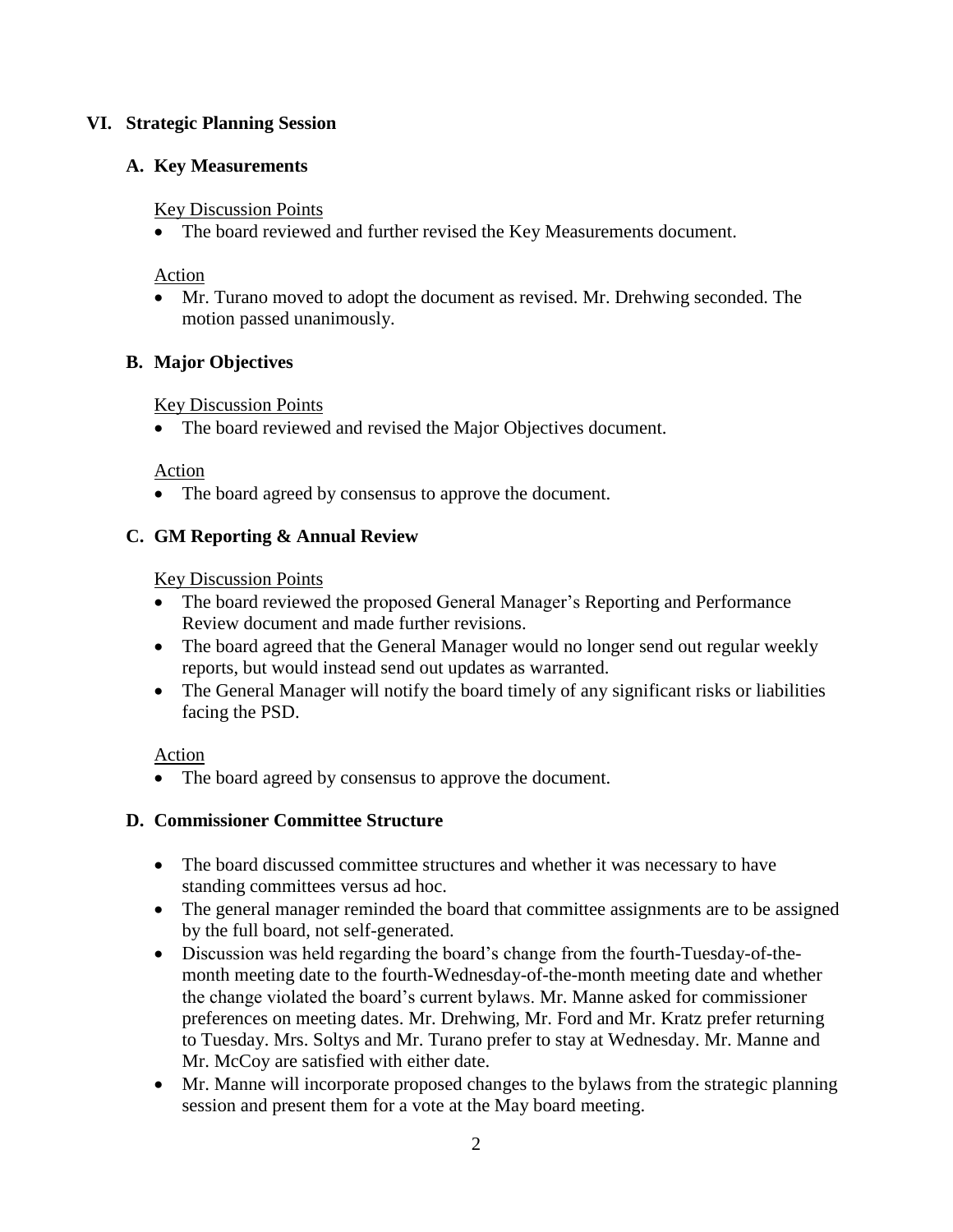## VI. Strategic Planning Session

### A. Key Measurements

Key Discussion Points

- The board reviewed and further revised the Key Measurements document.

Action

- Mr. Turano moved to adopt the document as revised. Mr. Drehwing seconded. The motion passed unanimously.

### B. Major Objectives

Key Discussion Points

- The board reviewed and revised the Major Objectives document.

Action

- The board agreed by consensus to approve the document.

### C. GM Reporting & Annual Review

Key Discussion Points

- The board reviewed the proposed General Manager's Reporting and Performance Review document and made further revisions.
- The board agreed that the General Manager would no longer send out regular weekly reports, but would instead send out updates as warranted.
- The General Manager will notify the board timely of any significant risks or liabilities facing the PSD.

Action

- The board agreed by consensus to approve the document.

### D. Commissioner Committee Structure

- The board discussed committee structures and whether it was necessary to have standing committees versus ad hoc.
- The general manager reminded the board that committee assignments are to be assigned by the full board, not self-generated.
- Discussion was held regarding the board's change from the fourth-Tuesday-of-the-month meeting date to the fourth-Wednesday-of-the-month meeting date and whether the change violated the board's current bylaws. Mr. Manne asked for commissioner preferences on meeting dates. Mr. Drehwing, Mr. Ford and Mr. Kratz prefer returning to Tuesday. Mrs. Soltys and Mr. Turano prefer to stay at Wednesday. Mr. Manne and Mr. McCoy are satisfied with either date.
- Mr. Manne will incorporate proposed changes to the bylaws from the strategic planning session and present them for a vote at the May board meeting.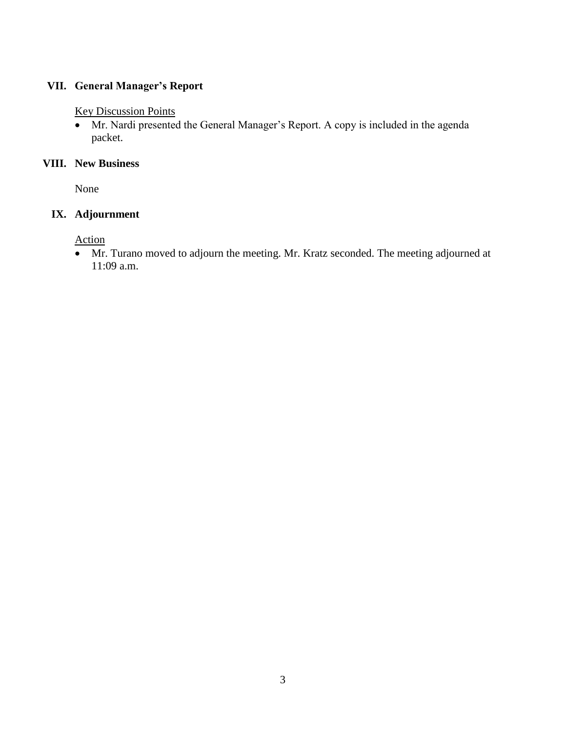## VII. General Manager's Report

Key Discussion Points

- Mr. Nardi presented the General Manager's Report. A copy is included in the agenda packet.

## VIII. New Business

None

## IX. Adjournment

Action

- Mr. Turano moved to adjourn the meeting. Mr. Kratz seconded. The meeting adjourned at 11:09 a.m.